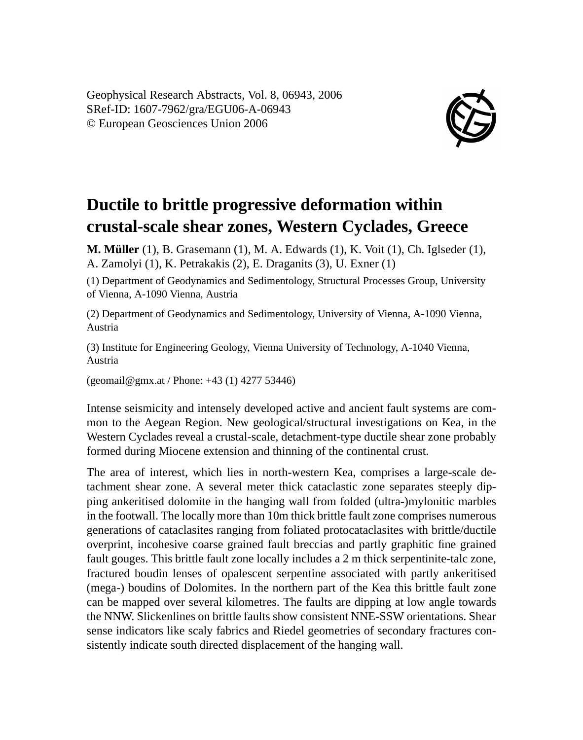Geophysical Research Abstracts, Vol. 8, 06943, 2006
SRef-ID: 1607-7962/gra/EGU06-A-06943
© European Geosciences Union 2006

# Ductile to brittle progressive deformation within crustal-scale shear zones, Western Cyclades, Greece

**M. Müller** (1), B. Grasemann (1), M. A. Edwards (1), K. Voit (1), Ch. Iglseder (1), A. Zamolyi (1), K. Petrakakis (2), E. Draganits (3), U. Exner (1)

(1) Department of Geodynamics and Sedimentology, Structural Processes Group, University of Vienna, A-1090 Vienna, Austria

(2) Department of Geodynamics and Sedimentology, University of Vienna, A-1090 Vienna, Austria

(3) Institute for Engineering Geology, Vienna University of Technology, A-1040 Vienna, Austria

(geomail@gmx.at / Phone: +43 (1) 4277 53446)

Intense seismicity and intensely developed active and ancient fault systems are common to the Aegean Region. New geological/structural investigations on Kea, in the Western Cyclades reveal a crustal-scale, detachment-type ductile shear zone probably formed during Miocene extension and thinning of the continental crust.

The area of interest, which lies in north-western Kea, comprises a large-scale detachment shear zone. A several meter thick cataclastic zone separates steeply dipping ankeritised dolomite in the hanging wall from folded (ultra-)mylonitic marbles in the footwall. The locally more than 10m thick brittle fault zone comprises numerous generations of cataclasites ranging from foliated protocataclasites with brittle/ductile overprint, incohesive coarse grained fault breccias and partly graphitic fine grained fault gouges. This brittle fault zone locally includes a 2 m thick serpentinite-talc zone, fractured boudin lenses of opalescent serpentine associated with partly ankeritised (mega-) boudins of Dolomites. In the northern part of the Kea this brittle fault zone can be mapped over several kilometres. The faults are dipping at low angle towards the NNW. Slickenlines on brittle faults show consistent NNE-SSW orientations. Shear sense indicators like scaly fabrics and Riedel geometries of secondary fractures consistently indicate south directed displacement of the hanging wall.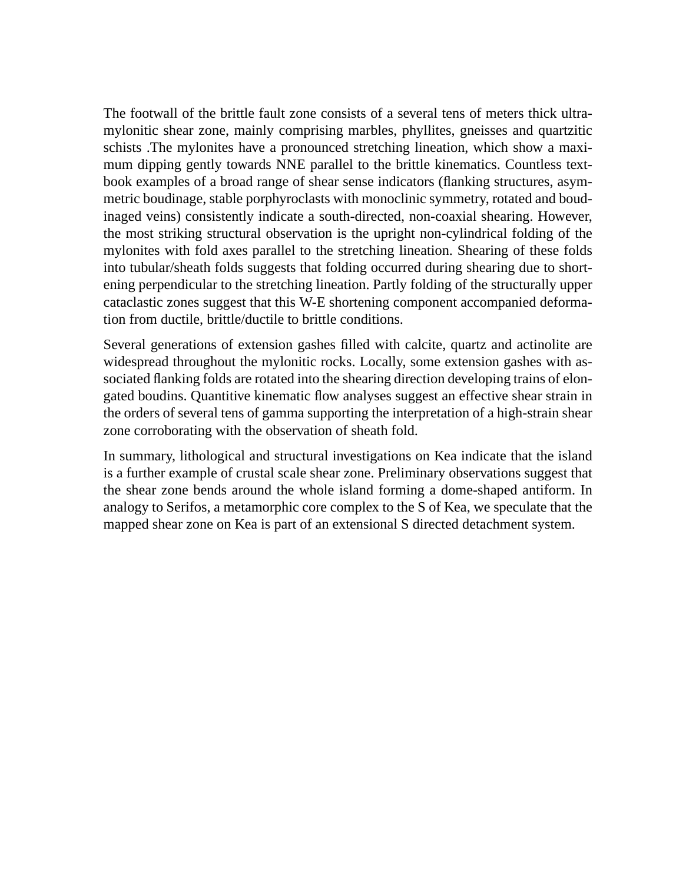The footwall of the brittle fault zone consists of a several tens of meters thick ultramylonitic shear zone, mainly comprising marbles, phyllites, gneisses and quartzitic schists .The mylonites have a pronounced stretching lineation, which show a maximum dipping gently towards NNE parallel to the brittle kinematics. Countless textbook examples of a broad range of shear sense indicators (flanking structures, asymmetric boudinage, stable porphyroclasts with monoclinic symmetry, rotated and boudinaged veins) consistently indicate a south-directed, non-coaxial shearing. However, the most striking structural observation is the upright non-cylindrical folding of the mylonites with fold axes parallel to the stretching lineation. Shearing of these folds into tubular/sheath folds suggests that folding occurred during shearing due to shortening perpendicular to the stretching lineation. Partly folding of the structurally upper cataclastic zones suggest that this W-E shortening component accompanied deformation from ductile, brittle/ductile to brittle conditions.

Several generations of extension gashes filled with calcite, quartz and actinolite are widespread throughout the mylonitic rocks. Locally, some extension gashes with associated flanking folds are rotated into the shearing direction developing trains of elongated boudins. Quantitive kinematic flow analyses suggest an effective shear strain in the orders of several tens of gamma supporting the interpretation of a high-strain shear zone corroborating with the observation of sheath fold.

In summary, lithological and structural investigations on Kea indicate that the island is a further example of crustal scale shear zone. Preliminary observations suggest that the shear zone bends around the whole island forming a dome-shaped antiform. In analogy to Serifos, a metamorphic core complex to the S of Kea, we speculate that the mapped shear zone on Kea is part of an extensional S directed detachment system.